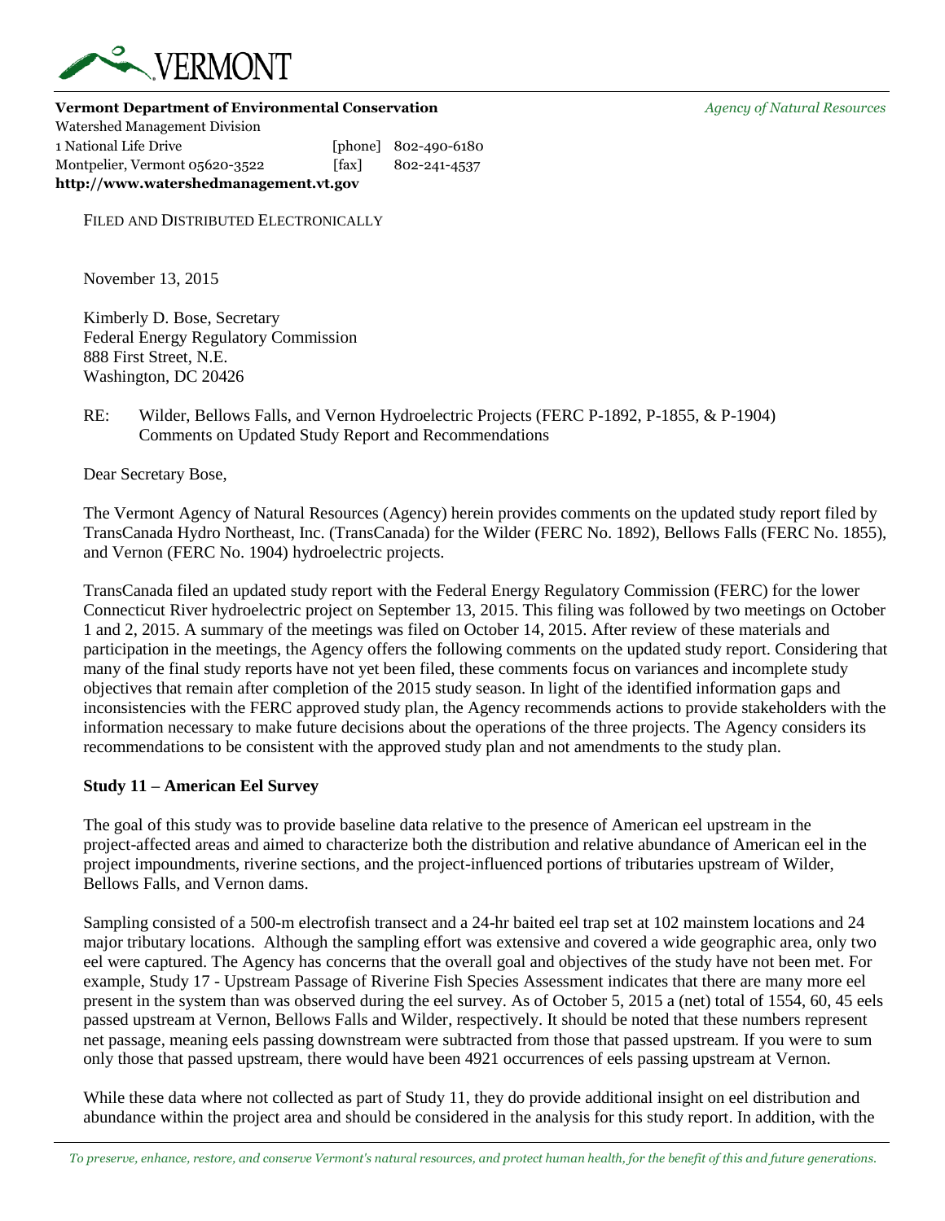VERMONT

**Vermont Department of Environmental Conservation** *Agency of Natural Resources*

Watershed Management Division
1 National Life Drive [phone] 802-490-6180
Montpelier, Vermont 05620-3522 [fax] 802-241-4537
**http://www.watershedmanagement.vt.gov**

FILED AND DISTRIBUTED ELECTRONICALLY

November 13, 2015

Kimberly D. Bose, Secretary
Federal Energy Regulatory Commission
888 First Street, N.E.
Washington, DC 20426

RE: Wilder, Bellows Falls, and Vernon Hydroelectric Projects (FERC P-1892, P-1855, & P-1904)
Comments on Updated Study Report and Recommendations

Dear Secretary Bose,

The Vermont Agency of Natural Resources (Agency) herein provides comments on the updated study report filed by TransCanada Hydro Northeast, Inc. (TransCanada) for the Wilder (FERC No. 1892), Bellows Falls (FERC No. 1855), and Vernon (FERC No. 1904) hydroelectric projects.

TransCanada filed an updated study report with the Federal Energy Regulatory Commission (FERC) for the lower Connecticut River hydroelectric project on September 13, 2015. This filing was followed by two meetings on October 1 and 2, 2015. A summary of the meetings was filed on October 14, 2015. After review of these materials and participation in the meetings, the Agency offers the following comments on the updated study report. Considering that many of the final study reports have not yet been filed, these comments focus on variances and incomplete study objectives that remain after completion of the 2015 study season. In light of the identified information gaps and inconsistencies with the FERC approved study plan, the Agency recommends actions to provide stakeholders with the information necessary to make future decisions about the operations of the three projects. The Agency considers its recommendations to be consistent with the approved study plan and not amendments to the study plan.

**Study 11 – American Eel Survey**

The goal of this study was to provide baseline data relative to the presence of American eel upstream in the project-affected areas and aimed to characterize both the distribution and relative abundance of American eel in the project impoundments, riverine sections, and the project-influenced portions of tributaries upstream of Wilder, Bellows Falls, and Vernon dams.

Sampling consisted of a 500-m electrofish transect and a 24-hr baited eel trap set at 102 mainstem locations and 24 major tributary locations. Although the sampling effort was extensive and covered a wide geographic area, only two eel were captured. The Agency has concerns that the overall goal and objectives of the study have not been met. For example, Study 17 - Upstream Passage of Riverine Fish Species Assessment indicates that there are many more eel present in the system than was observed during the eel survey. As of October 5, 2015 a (net) total of 1554, 60, 45 eels passed upstream at Vernon, Bellows Falls and Wilder, respectively. It should be noted that these numbers represent net passage, meaning eels passing downstream were subtracted from those that passed upstream. If you were to sum only those that passed upstream, there would have been 4921 occurrences of eels passing upstream at Vernon.

While these data where not collected as part of Study 11, they do provide additional insight on eel distribution and abundance within the project area and should be considered in the analysis for this study report. In addition, with the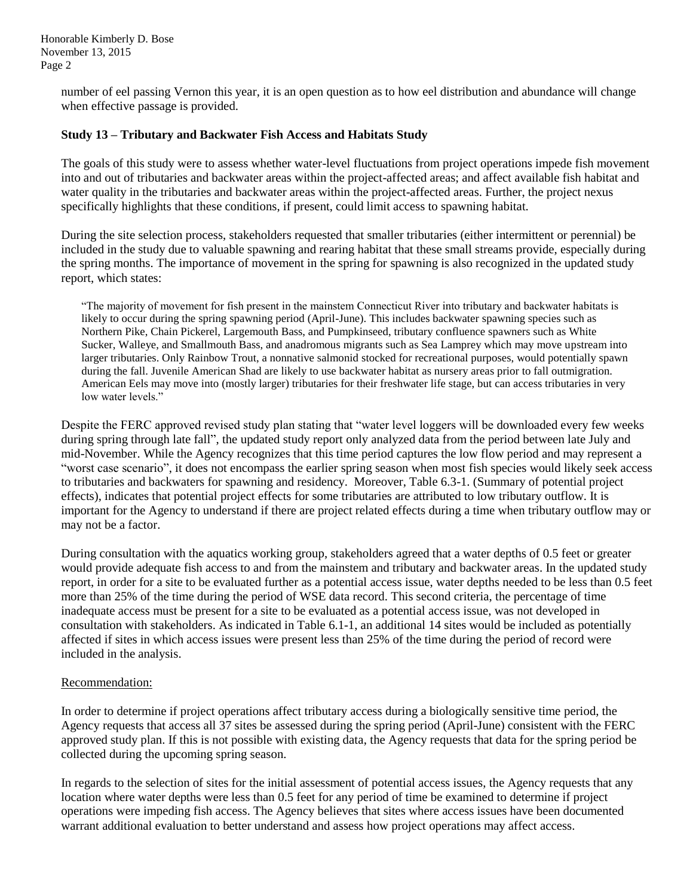number of eel passing Vernon this year, it is an open question as to how eel distribution and abundance will change when effective passage is provided.

**Study 13 – Tributary and Backwater Fish Access and Habitats Study**

The goals of this study were to assess whether water-level fluctuations from project operations impede fish movement into and out of tributaries and backwater areas within the project-affected areas; and affect available fish habitat and water quality in the tributaries and backwater areas within the project-affected areas. Further, the project nexus specifically highlights that these conditions, if present, could limit access to spawning habitat.

During the site selection process, stakeholders requested that smaller tributaries (either intermittent or perennial) be included in the study due to valuable spawning and rearing habitat that these small streams provide, especially during the spring months. The importance of movement in the spring for spawning is also recognized in the updated study report, which states:

> "The majority of movement for fish present in the mainstem Connecticut River into tributary and backwater habitats is likely to occur during the spring spawning period (April-June). This includes backwater spawning species such as Northern Pike, Chain Pickerel, Largemouth Bass, and Pumpkinseed, tributary confluence spawners such as White Sucker, Walleye, and Smallmouth Bass, and anadromous migrants such as Sea Lamprey which may move upstream into larger tributaries. Only Rainbow Trout, a nonnative salmonid stocked for recreational purposes, would potentially spawn during the fall. Juvenile American Shad are likely to use backwater habitat as nursery areas prior to fall outmigration. American Eels may move into (mostly larger) tributaries for their freshwater life stage, but can access tributaries in very low water levels."

Despite the FERC approved revised study plan stating that "water level loggers will be downloaded every few weeks during spring through late fall", the updated study report only analyzed data from the period between late July and mid-November. While the Agency recognizes that this time period captures the low flow period and may represent a "worst case scenario", it does not encompass the earlier spring season when most fish species would likely seek access to tributaries and backwaters for spawning and residency. Moreover, Table 6.3-1. (Summary of potential project effects), indicates that potential project effects for some tributaries are attributed to low tributary outflow. It is important for the Agency to understand if there are project related effects during a time when tributary outflow may or may not be a factor.

During consultation with the aquatics working group, stakeholders agreed that a water depths of 0.5 feet or greater would provide adequate fish access to and from the mainstem and tributary and backwater areas. In the updated study report, in order for a site to be evaluated further as a potential access issue, water depths needed to be less than 0.5 feet more than 25% of the time during the period of WSE data record. This second criteria, the percentage of time inadequate access must be present for a site to be evaluated as a potential access issue, was not developed in consultation with stakeholders. As indicated in Table 6.1-1, an additional 14 sites would be included as potentially affected if sites in which access issues were present less than 25% of the time during the period of record were included in the analysis.

Recommendation:

In order to determine if project operations affect tributary access during a biologically sensitive time period, the Agency requests that access all 37 sites be assessed during the spring period (April-June) consistent with the FERC approved study plan. If this is not possible with existing data, the Agency requests that data for the spring period be collected during the upcoming spring season.

In regards to the selection of sites for the initial assessment of potential access issues, the Agency requests that any location where water depths were less than 0.5 feet for any period of time be examined to determine if project operations were impeding fish access. The Agency believes that sites where access issues have been documented warrant additional evaluation to better understand and assess how project operations may affect access.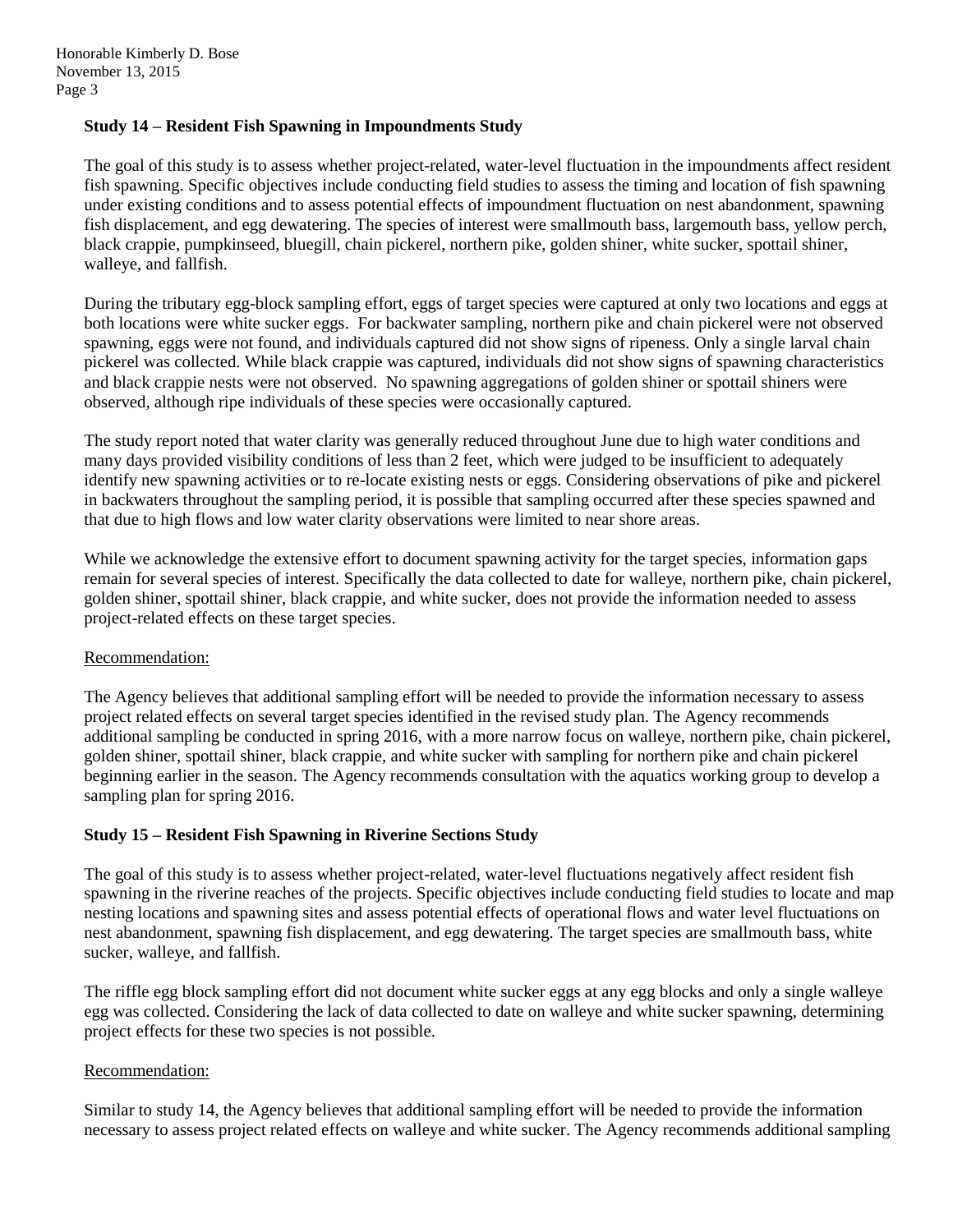**Study 14 – Resident Fish Spawning in Impoundments Study**

The goal of this study is to assess whether project-related, water-level fluctuation in the impoundments affect resident fish spawning. Specific objectives include conducting field studies to assess the timing and location of fish spawning under existing conditions and to assess potential effects of impoundment fluctuation on nest abandonment, spawning fish displacement, and egg dewatering. The species of interest were smallmouth bass, largemouth bass, yellow perch, black crappie, pumpkinseed, bluegill, chain pickerel, northern pike, golden shiner, white sucker, spottail shiner, walleye, and fallfish.

During the tributary egg-block sampling effort, eggs of target species were captured at only two locations and eggs at both locations were white sucker eggs. For backwater sampling, northern pike and chain pickerel were not observed spawning, eggs were not found, and individuals captured did not show signs of ripeness. Only a single larval chain pickerel was collected. While black crappie was captured, individuals did not show signs of spawning characteristics and black crappie nests were not observed. No spawning aggregations of golden shiner or spottail shiners were observed, although ripe individuals of these species were occasionally captured.

The study report noted that water clarity was generally reduced throughout June due to high water conditions and many days provided visibility conditions of less than 2 feet, which were judged to be insufficient to adequately identify new spawning activities or to re-locate existing nests or eggs. Considering observations of pike and pickerel in backwaters throughout the sampling period, it is possible that sampling occurred after these species spawned and that due to high flows and low water clarity observations were limited to near shore areas.

While we acknowledge the extensive effort to document spawning activity for the target species, information gaps remain for several species of interest. Specifically the data collected to date for walleye, northern pike, chain pickerel, golden shiner, spottail shiner, black crappie, and white sucker, does not provide the information needed to assess project-related effects on these target species.

<u>Recommendation:</u>

The Agency believes that additional sampling effort will be needed to provide the information necessary to assess project related effects on several target species identified in the revised study plan. The Agency recommends additional sampling be conducted in spring 2016, with a more narrow focus on walleye, northern pike, chain pickerel, golden shiner, spottail shiner, black crappie, and white sucker with sampling for northern pike and chain pickerel beginning earlier in the season. The Agency recommends consultation with the aquatics working group to develop a sampling plan for spring 2016.

**Study 15 – Resident Fish Spawning in Riverine Sections Study**

The goal of this study is to assess whether project-related, water-level fluctuations negatively affect resident fish spawning in the riverine reaches of the projects. Specific objectives include conducting field studies to locate and map nesting locations and spawning sites and assess potential effects of operational flows and water level fluctuations on nest abandonment, spawning fish displacement, and egg dewatering. The target species are smallmouth bass, white sucker, walleye, and fallfish.

The riffle egg block sampling effort did not document white sucker eggs at any egg blocks and only a single walleye egg was collected. Considering the lack of data collected to date on walleye and white sucker spawning, determining project effects for these two species is not possible.

<u>Recommendation:</u>

Similar to study 14, the Agency believes that additional sampling effort will be needed to provide the information necessary to assess project related effects on walleye and white sucker. The Agency recommends additional sampling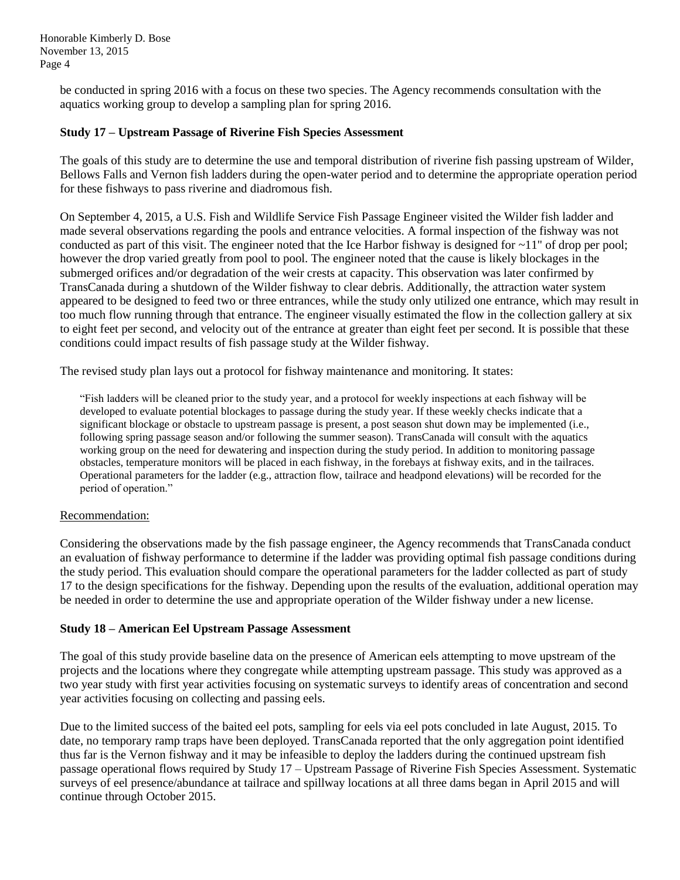be conducted in spring 2016 with a focus on these two species. The Agency recommends consultation with the aquatics working group to develop a sampling plan for spring 2016.

**Study 17 – Upstream Passage of Riverine Fish Species Assessment**

The goals of this study are to determine the use and temporal distribution of riverine fish passing upstream of Wilder, Bellows Falls and Vernon fish ladders during the open-water period and to determine the appropriate operation period for these fishways to pass riverine and diadromous fish.

On September 4, 2015, a U.S. Fish and Wildlife Service Fish Passage Engineer visited the Wilder fish ladder and made several observations regarding the pools and entrance velocities. A formal inspection of the fishway was not conducted as part of this visit. The engineer noted that the Ice Harbor fishway is designed for ~11" of drop per pool; however the drop varied greatly from pool to pool. The engineer noted that the cause is likely blockages in the submerged orifices and/or degradation of the weir crests at capacity. This observation was later confirmed by TransCanada during a shutdown of the Wilder fishway to clear debris. Additionally, the attraction water system appeared to be designed to feed two or three entrances, while the study only utilized one entrance, which may result in too much flow running through that entrance. The engineer visually estimated the flow in the collection gallery at six to eight feet per second, and velocity out of the entrance at greater than eight feet per second. It is possible that these conditions could impact results of fish passage study at the Wilder fishway.

The revised study plan lays out a protocol for fishway maintenance and monitoring. It states:

> "Fish ladders will be cleaned prior to the study year, and a protocol for weekly inspections at each fishway will be developed to evaluate potential blockages to passage during the study year. If these weekly checks indicate that a significant blockage or obstacle to upstream passage is present, a post season shut down may be implemented (i.e., following spring passage season and/or following the summer season). TransCanada will consult with the aquatics working group on the need for dewatering and inspection during the study period. In addition to monitoring passage obstacles, temperature monitors will be placed in each fishway, in the forebays at fishway exits, and in the tailraces. Operational parameters for the ladder (e.g., attraction flow, tailrace and headpond elevations) will be recorded for the period of operation."

Recommendation:

Considering the observations made by the fish passage engineer, the Agency recommends that TransCanada conduct an evaluation of fishway performance to determine if the ladder was providing optimal fish passage conditions during the study period. This evaluation should compare the operational parameters for the ladder collected as part of study 17 to the design specifications for the fishway. Depending upon the results of the evaluation, additional operation may be needed in order to determine the use and appropriate operation of the Wilder fishway under a new license.

**Study 18 – American Eel Upstream Passage Assessment**

The goal of this study provide baseline data on the presence of American eels attempting to move upstream of the projects and the locations where they congregate while attempting upstream passage. This study was approved as a two year study with first year activities focusing on systematic surveys to identify areas of concentration and second year activities focusing on collecting and passing eels.

Due to the limited success of the baited eel pots, sampling for eels via eel pots concluded in late August, 2015. To date, no temporary ramp traps have been deployed. TransCanada reported that the only aggregation point identified thus far is the Vernon fishway and it may be infeasible to deploy the ladders during the continued upstream fish passage operational flows required by Study 17 – Upstream Passage of Riverine Fish Species Assessment. Systematic surveys of eel presence/abundance at tailrace and spillway locations at all three dams began in April 2015 and will continue through October 2015.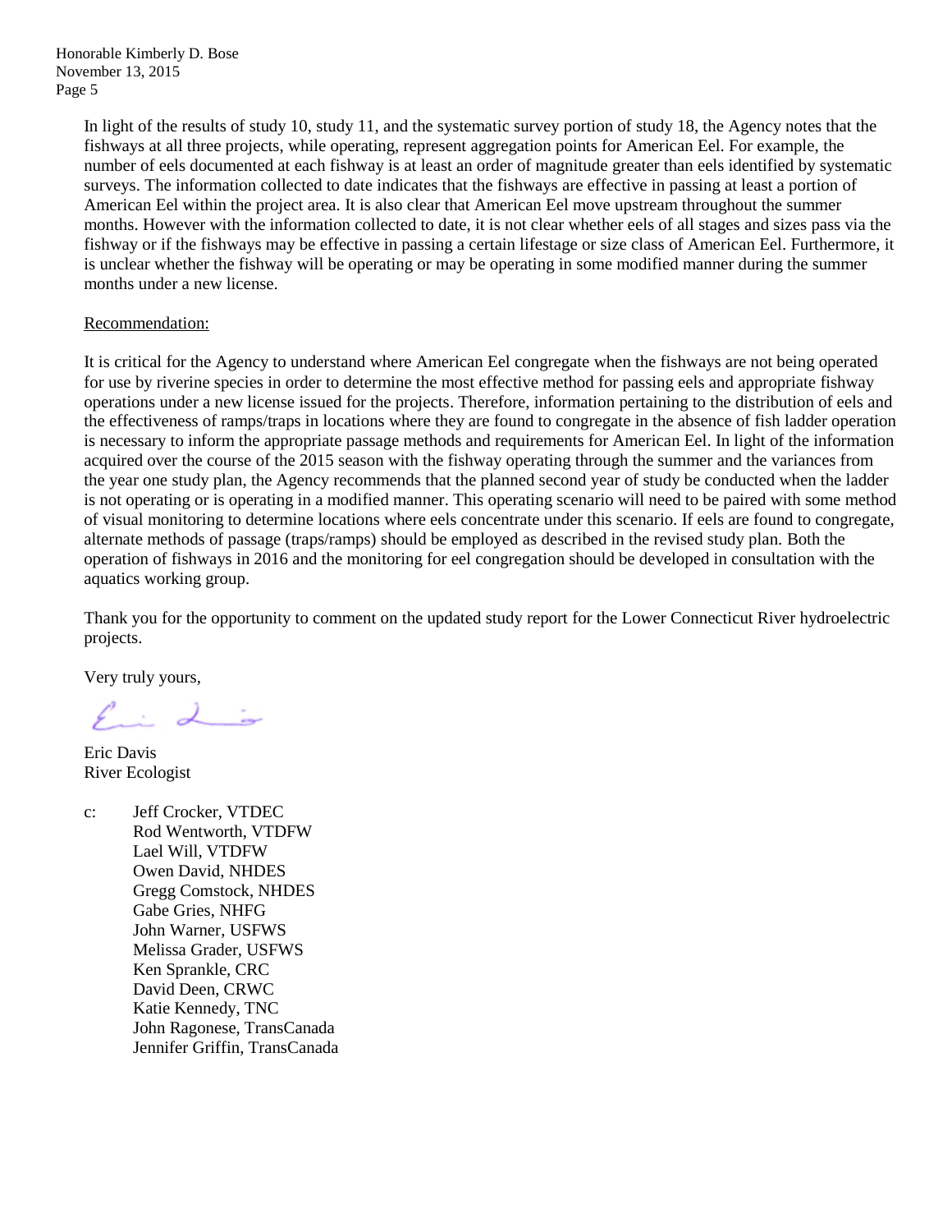In light of the results of study 10, study 11, and the systematic survey portion of study 18, the Agency notes that the fishways at all three projects, while operating, represent aggregation points for American Eel. For example, the number of eels documented at each fishway is at least an order of magnitude greater than eels identified by systematic surveys. The information collected to date indicates that the fishways are effective in passing at least a portion of American Eel within the project area. It is also clear that American Eel move upstream throughout the summer months. However with the information collected to date, it is not clear whether eels of all stages and sizes pass via the fishway or if the fishways may be effective in passing a certain lifestage or size class of American Eel. Furthermore, it is unclear whether the fishway will be operating or may be operating in some modified manner during the summer months under a new license.

Recommendation:

It is critical for the Agency to understand where American Eel congregate when the fishways are not being operated for use by riverine species in order to determine the most effective method for passing eels and appropriate fishway operations under a new license issued for the projects. Therefore, information pertaining to the distribution of eels and the effectiveness of ramps/traps in locations where they are found to congregate in the absence of fish ladder operation is necessary to inform the appropriate passage methods and requirements for American Eel. In light of the information acquired over the course of the 2015 season with the fishway operating through the summer and the variances from the year one study plan, the Agency recommends that the planned second year of study be conducted when the ladder is not operating or is operating in a modified manner. This operating scenario will need to be paired with some method of visual monitoring to determine locations where eels concentrate under this scenario. If eels are found to congregate, alternate methods of passage (traps/ramps) should be employed as described in the revised study plan. Both the operation of fishways in 2016 and the monitoring for eel congregation should be developed in consultation with the aquatics working group.

Thank you for the opportunity to comment on the updated study report for the Lower Connecticut River hydroelectric projects.

Very truly yours,

Eric Davis
River Ecologist

c: Jeff Crocker, VTDEC
Rod Wentworth, VTDFW
Lael Will, VTDFW
Owen David, NHDES
Gregg Comstock, NHDES
Gabe Gries, NHFG
John Warner, USFWS
Melissa Grader, USFWS
Ken Sprankle, CRC
David Deen, CRWC
Katie Kennedy, TNC
John Ragonese, TransCanada
Jennifer Griffin, TransCanada